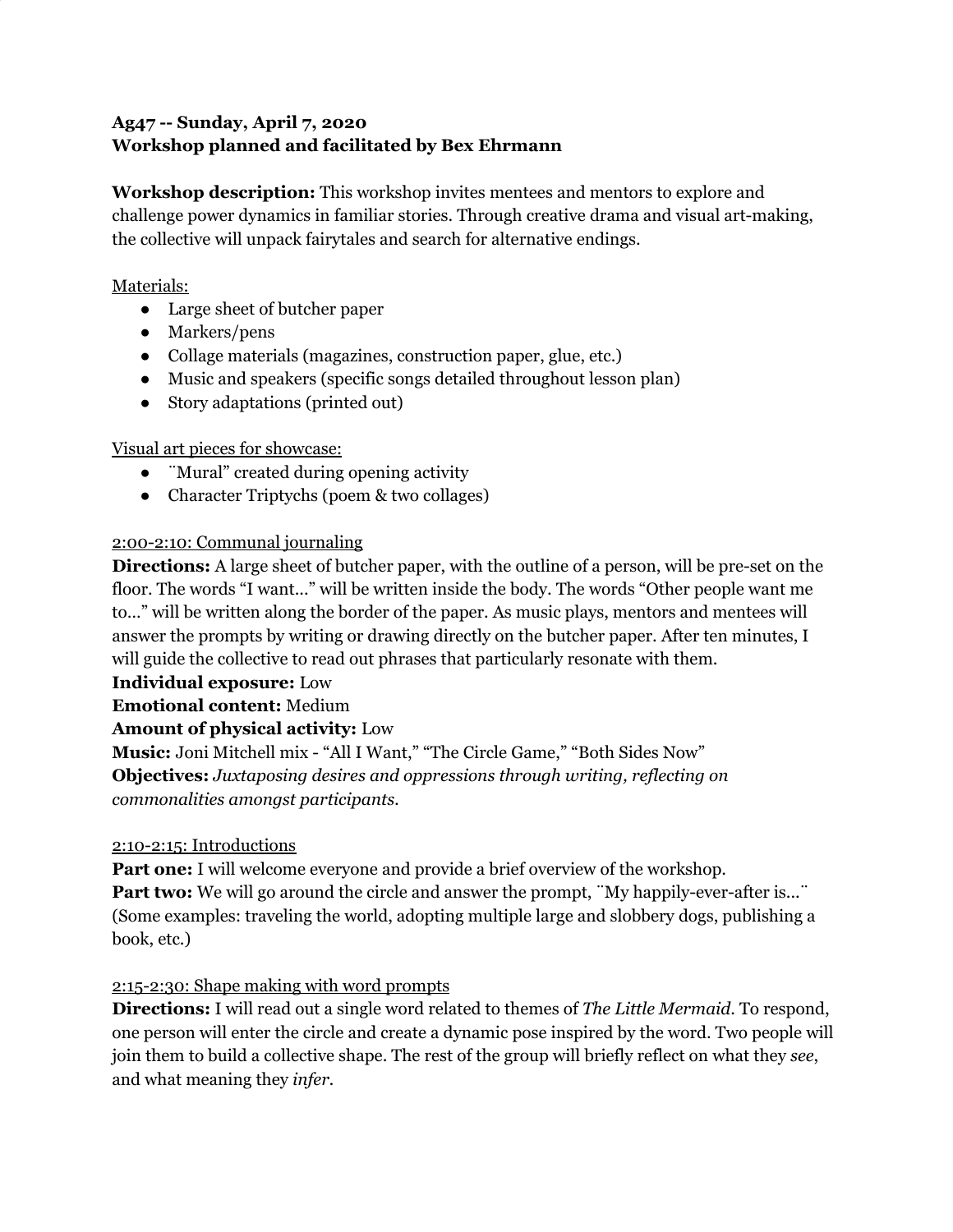**Ag47 -- Sunday, April 7, 2020**
**Workshop planned and facilitated by Bex Ehrmann**

**Workshop description:** This workshop invites mentees and mentors to explore and challenge power dynamics in familiar stories. Through creative drama and visual art-making, the collective will unpack fairytales and search for alternative endings.

<u>Materials:</u>

- Large sheet of butcher paper
- Markers/pens
- Collage materials (magazines, construction paper, glue, etc.)
- Music and speakers (specific songs detailed throughout lesson plan)
- Story adaptations (printed out)

<u>Visual art pieces for showcase:</u>

- ¨Mural" created during opening activity
- Character Triptychs (poem & two collages)

<u>2:00-2:10: Communal journaling</u>

**Directions:** A large sheet of butcher paper, with the outline of a person, will be pre-set on the floor. The words "I want…" will be written inside the body. The words "Other people want me to…" will be written along the border of the paper. As music plays, mentors and mentees will answer the prompts by writing or drawing directly on the butcher paper. After ten minutes, I will guide the collective to read out phrases that particularly resonate with them.
**Individual exposure:** Low
**Emotional content:** Medium
**Amount of physical activity:** Low
**Music:** Joni Mitchell mix - "All I Want," "The Circle Game," "Both Sides Now"
**Objectives:** *Juxtaposing desires and oppressions through writing, reflecting on commonalities amongst participants.*

<u>2:10-2:15: Introductions</u>

**Part one:** I will welcome everyone and provide a brief overview of the workshop.
**Part two:** We will go around the circle and answer the prompt, ¨My happily-ever-after is…¨ (Some examples: traveling the world, adopting multiple large and slobbery dogs, publishing a book, etc.)

<u>2:15-2:30: Shape making with word prompts</u>

**Directions:** I will read out a single word related to themes of *The Little Mermaid*. To respond, one person will enter the circle and create a dynamic pose inspired by the word. Two people will join them to build a collective shape. The rest of the group will briefly reflect on what they *see*, and what meaning they *infer*.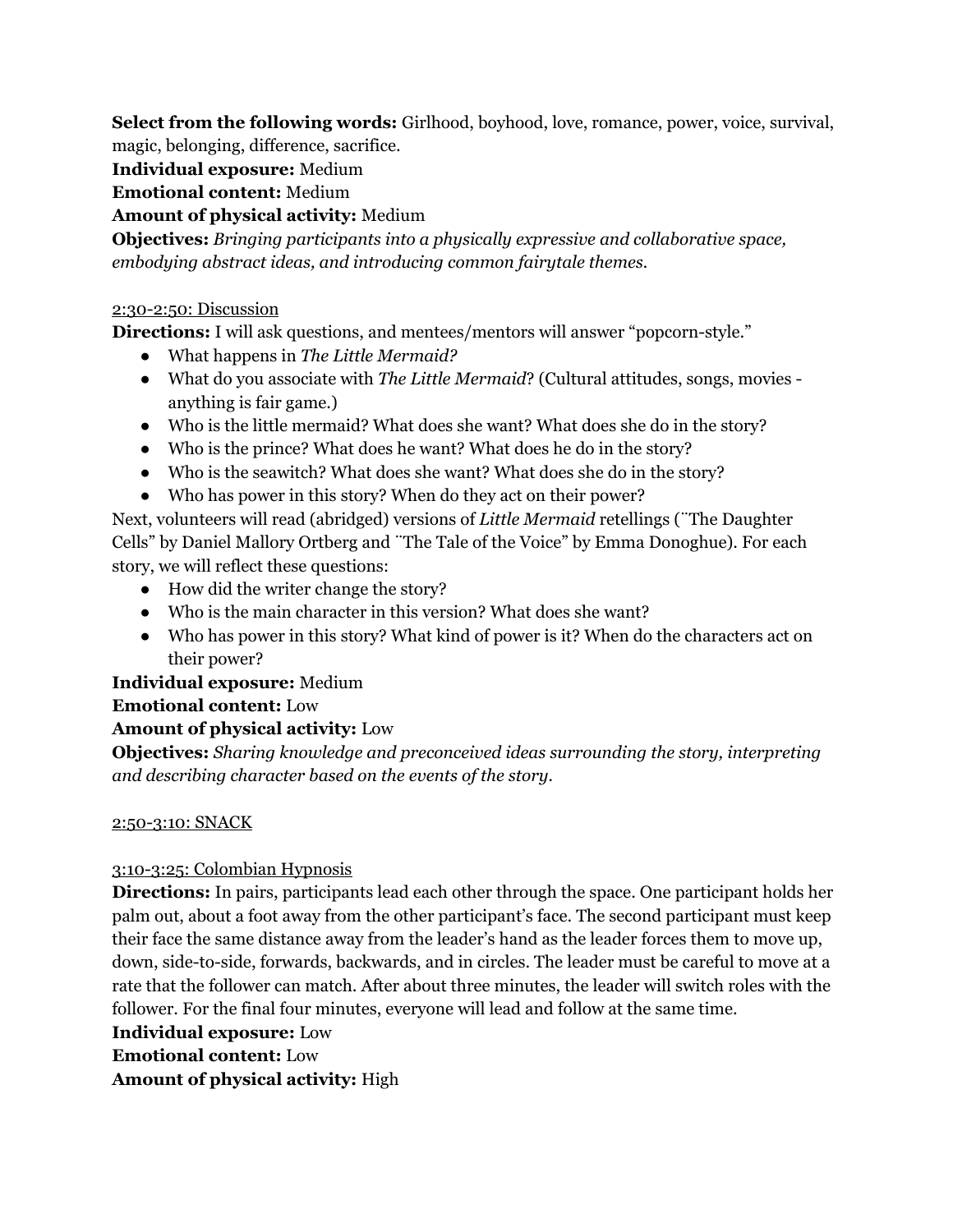**Select from the following words:** Girlhood, boyhood, love, romance, power, voice, survival, magic, belonging, difference, sacrifice.

**Individual exposure:** Medium

**Emotional content:** Medium

**Amount of physical activity:** Medium

**Objectives:** *Bringing participants into a physically expressive and collaborative space, embodying abstract ideas, and introducing common fairytale themes.*

<u>2:30-2:50: Discussion</u>

**Directions:** I will ask questions, and mentees/mentors will answer "popcorn-style."

- What happens in *The Little Mermaid?*
- What do you associate with *The Little Mermaid*? (Cultural attitudes, songs, movies - anything is fair game.)
- Who is the little mermaid? What does she want? What does she do in the story?
- Who is the prince? What does he want? What does he do in the story?
- Who is the seawitch? What does she want? What does she do in the story?
- Who has power in this story? When do they act on their power?

Next, volunteers will read (abridged) versions of *Little Mermaid* retellings (¨The Daughter Cells" by Daniel Mallory Ortberg and ¨The Tale of the Voice" by Emma Donoghue). For each story, we will reflect these questions:

- How did the writer change the story?
- Who is the main character in this version? What does she want?
- Who has power in this story? What kind of power is it? When do the characters act on their power?

**Individual exposure:** Medium

**Emotional content:** Low

**Amount of physical activity:** Low

**Objectives:** *Sharing knowledge and preconceived ideas surrounding the story, interpreting and describing character based on the events of the story.*

<u>2:50-3:10: SNACK</u>

<u>3:10-3:25: Colombian Hypnosis</u>

**Directions:** In pairs, participants lead each other through the space. One participant holds her palm out, about a foot away from the other participant's face. The second participant must keep their face the same distance away from the leader's hand as the leader forces them to move up, down, side-to-side, forwards, backwards, and in circles. The leader must be careful to move at a rate that the follower can match. After about three minutes, the leader will switch roles with the follower. For the final four minutes, everyone will lead and follow at the same time.

**Individual exposure:** Low

**Emotional content:** Low

**Amount of physical activity:** High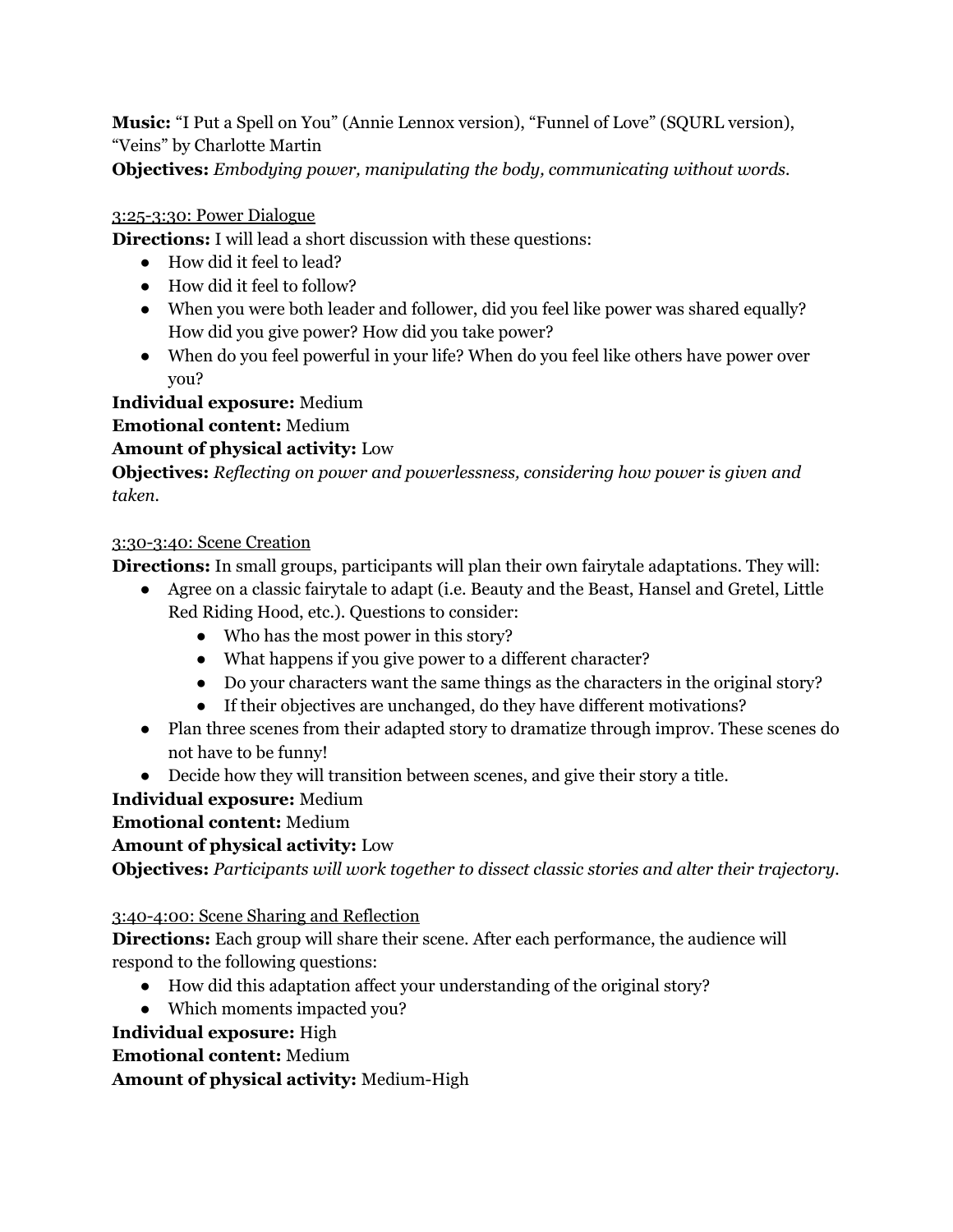**Music:** "I Put a Spell on You" (Annie Lennox version), "Funnel of Love" (SQURL version), "Veins" by Charlotte Martin

**Objectives:** *Embodying power, manipulating the body, communicating without words.*

<u>3:25-3:30: Power Dialogue</u>

**Directions:** I will lead a short discussion with these questions:

- How did it feel to lead?
- How did it feel to follow?
- When you were both leader and follower, did you feel like power was shared equally? How did you give power? How did you take power?
- When do you feel powerful in your life? When do you feel like others have power over you?

**Individual exposure:** Medium

**Emotional content:** Medium

**Amount of physical activity:** Low

**Objectives:** *Reflecting on power and powerlessness, considering how power is given and taken.*

<u>3:30-3:40: Scene Creation</u>

**Directions:** In small groups, participants will plan their own fairytale adaptations. They will:

- Agree on a classic fairytale to adapt (i.e. Beauty and the Beast, Hansel and Gretel, Little Red Riding Hood, etc.). Questions to consider:
    - Who has the most power in this story?
    - What happens if you give power to a different character?
    - Do your characters want the same things as the characters in the original story?
    - If their objectives are unchanged, do they have different motivations?
- Plan three scenes from their adapted story to dramatize through improv. These scenes do not have to be funny!
- Decide how they will transition between scenes, and give their story a title.

**Individual exposure:** Medium

**Emotional content:** Medium

**Amount of physical activity:** Low

**Objectives:** *Participants will work together to dissect classic stories and alter their trajectory.*

<u>3:40-4:00: Scene Sharing and Reflection</u>

**Directions:** Each group will share their scene. After each performance, the audience will respond to the following questions:

- How did this adaptation affect your understanding of the original story?
- Which moments impacted you?

**Individual exposure:** High

**Emotional content:** Medium

**Amount of physical activity:** Medium-High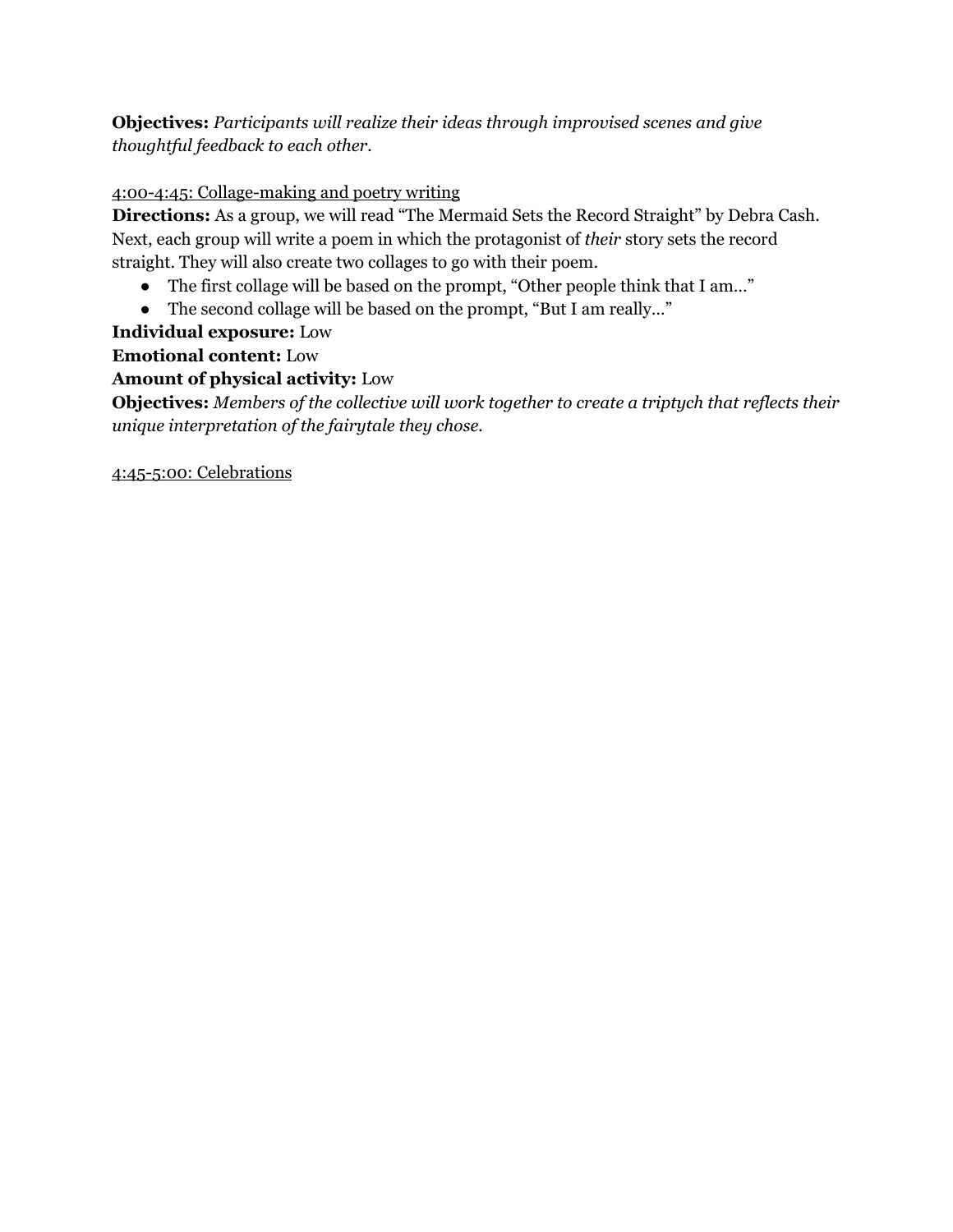**Objectives:** *Participants will realize their ideas through improvised scenes and give thoughtful feedback to each other.*

<u>4:00-4:45: Collage-making and poetry writing</u>

**Directions:** As a group, we will read "The Mermaid Sets the Record Straight" by Debra Cash. Next, each group will write a poem in which the protagonist of *their* story sets the record straight. They will also create two collages to go with their poem.

- The first collage will be based on the prompt, "Other people think that I am…"
- The second collage will be based on the prompt, "But I am really…"

**Individual exposure:** Low

**Emotional content:** Low

**Amount of physical activity:** Low

**Objectives:** *Members of the collective will work together to create a triptych that reflects their unique interpretation of the fairytale they chose.*

<u>4:45-5:00: Celebrations</u>